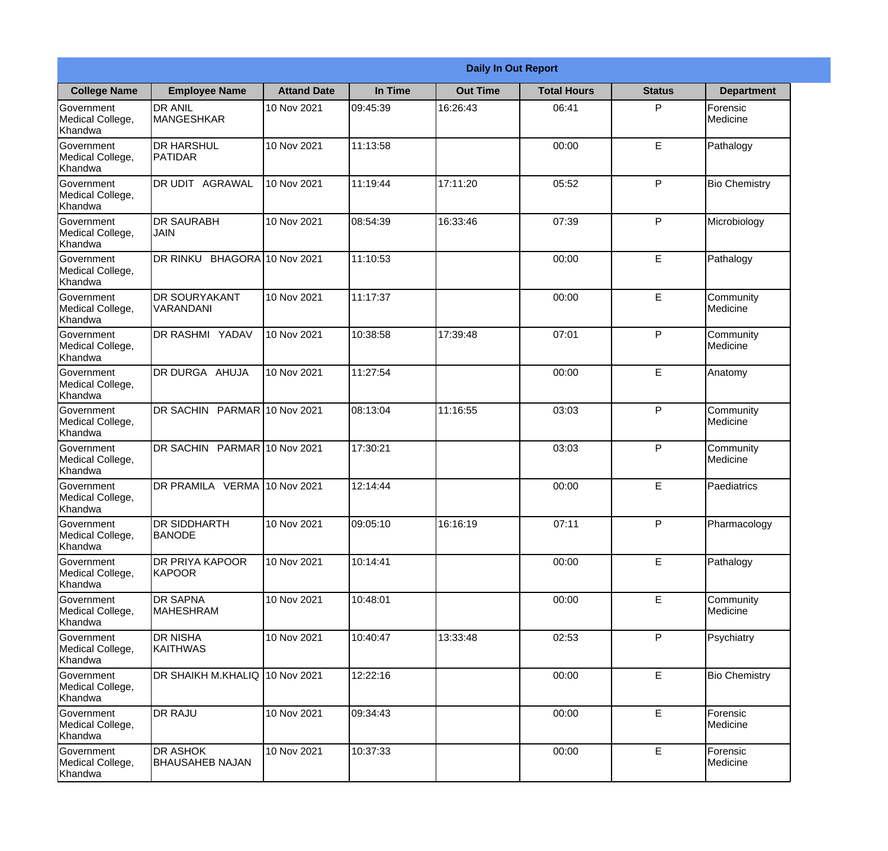| Daily In Out Report | | | | | | | |
|---|---|---|---|---|---|---|---|
| **College Name** | **Employee Name** | **Attand Date** | **In Time** | **Out Time** | **Total Hours** | **Status** | **Department** |
| Government Medical College, Khandwa | DR ANIL MANGESHKAR | 10 Nov 2021 | 09:45:39 | 16:26:43 | 06:41 | P | Forensic Medicine |
| Government Medical College, Khandwa | DR HARSHUL PATIDAR | 10 Nov 2021 | 11:13:58 | | 00:00 | E | Pathalogy |
| Government Medical College, Khandwa | DR UDIT AGRAWAL | 10 Nov 2021 | 11:19:44 | 17:11:20 | 05:52 | P | Bio Chemistry |
| Government Medical College, Khandwa | DR SAURABH JAIN | 10 Nov 2021 | 08:54:39 | 16:33:46 | 07:39 | P | Microbiology |
| Government Medical College, Khandwa | DR RINKU BHAGORA | 10 Nov 2021 | 11:10:53 | | 00:00 | E | Pathalogy |
| Government Medical College, Khandwa | DR SOURYAKANT VARANDANI | 10 Nov 2021 | 11:17:37 | | 00:00 | E | Community Medicine |
| Government Medical College, Khandwa | DR RASHMI YADAV | 10 Nov 2021 | 10:38:58 | 17:39:48 | 07:01 | P | Community Medicine |
| Government Medical College, Khandwa | DR DURGA AHUJA | 10 Nov 2021 | 11:27:54 | | 00:00 | E | Anatomy |
| Government Medical College, Khandwa | DR SACHIN PARMAR | 10 Nov 2021 | 08:13:04 | 11:16:55 | 03:03 | P | Community Medicine |
| Government Medical College, Khandwa | DR SACHIN PARMAR | 10 Nov 2021 | 17:30:21 | | 03:03 | P | Community Medicine |
| Government Medical College, Khandwa | DR PRAMILA VERMA | 10 Nov 2021 | 12:14:44 | | 00:00 | E | Paediatrics |
| Government Medical College, Khandwa | DR SIDDHARTH BANODE | 10 Nov 2021 | 09:05:10 | 16:16:19 | 07:11 | P | Pharmacology |
| Government Medical College, Khandwa | DR PRIYA KAPOOR KAPOOR | 10 Nov 2021 | 10:14:41 | | 00:00 | E | Pathalogy |
| Government Medical College, Khandwa | DR SAPNA MAHESHRAM | 10 Nov 2021 | 10:48:01 | | 00:00 | E | Community Medicine |
| Government Medical College, Khandwa | DR NISHA KAITHWAS | 10 Nov 2021 | 10:40:47 | 13:33:48 | 02:53 | P | Psychiatry |
| Government Medical College, Khandwa | DR SHAIKH M.KHALIQ | 10 Nov 2021 | 12:22:16 | | 00:00 | E | Bio Chemistry |
| Government Medical College, Khandwa | DR RAJU | 10 Nov 2021 | 09:34:43 | | 00:00 | E | Forensic Medicine |
| Government Medical College, Khandwa | DR ASHOK BHAUSAHEB NAJAN | 10 Nov 2021 | 10:37:33 | | 00:00 | E | Forensic Medicine |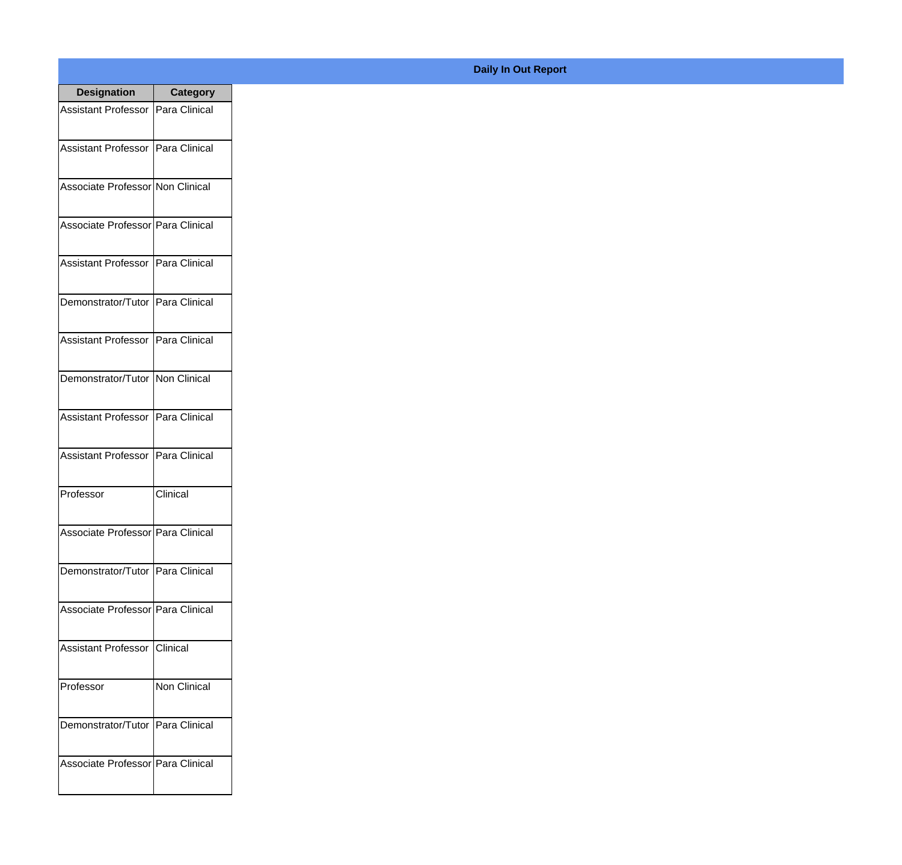**Daily In Out Report**

| Designation | Category |
| --- | --- |
| Assistant Professor | Para Clinical |
| Assistant Professor | Para Clinical |
| Associate Professor | Non Clinical |
| Associate Professor | Para Clinical |
| Assistant Professor | Para Clinical |
| Demonstrator/Tutor | Para Clinical |
| Assistant Professor | Para Clinical |
| Demonstrator/Tutor | Non Clinical |
| Assistant Professor | Para Clinical |
| Assistant Professor | Para Clinical |
| Professor | Clinical |
| Associate Professor | Para Clinical |
| Demonstrator/Tutor | Para Clinical |
| Associate Professor | Para Clinical |
| Assistant Professor | Clinical |
| Professor | Non Clinical |
| Demonstrator/Tutor | Para Clinical |
| Associate Professor | Para Clinical |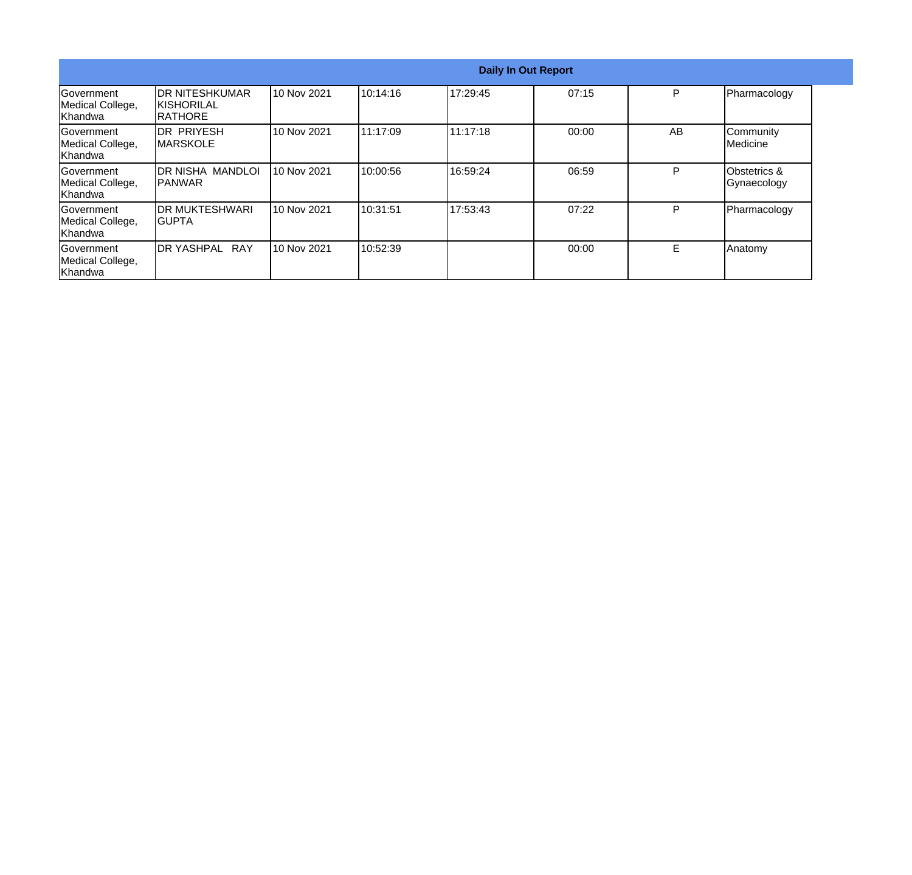| Daily In Out Report | | | | | | | |
|---|---|---|---|---|---|---|---|
| Government Medical College, Khandwa | DR NITESHKUMAR KISHORILAL RATHORE | 10 Nov 2021 | 10:14:16 | 17:29:45 | 07:15 | P | Pharmacology |
| Government Medical College, Khandwa | DR PRIYESH MARSKOLE | 10 Nov 2021 | 11:17:09 | 11:17:18 | 00:00 | AB | Community Medicine |
| Government Medical College, Khandwa | DR NISHA MANDLOI PANWAR | 10 Nov 2021 | 10:00:56 | 16:59:24 | 06:59 | P | Obstetrics & Gynaecology |
| Government Medical College, Khandwa | DR MUKTESHWARI GUPTA | 10 Nov 2021 | 10:31:51 | 17:53:43 | 07:22 | P | Pharmacology |
| Government Medical College, Khandwa | DR YASHPAL RAY | 10 Nov 2021 | 10:52:39 | | 00:00 | E | Anatomy |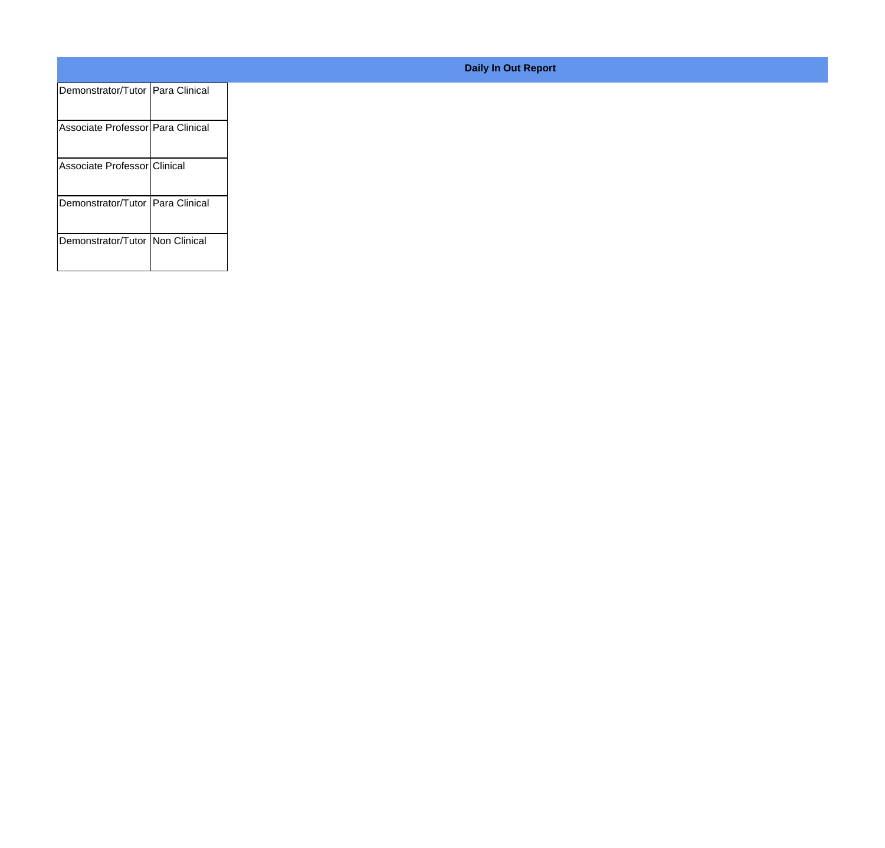**Daily In Out Report**

| | |
|---|---|
| Demonstrator/Tutor | Para Clinical |
| Associate Professor | Para Clinical |
| Associate Professor | Clinical |
| Demonstrator/Tutor | Para Clinical |
| Demonstrator/Tutor | Non Clinical |